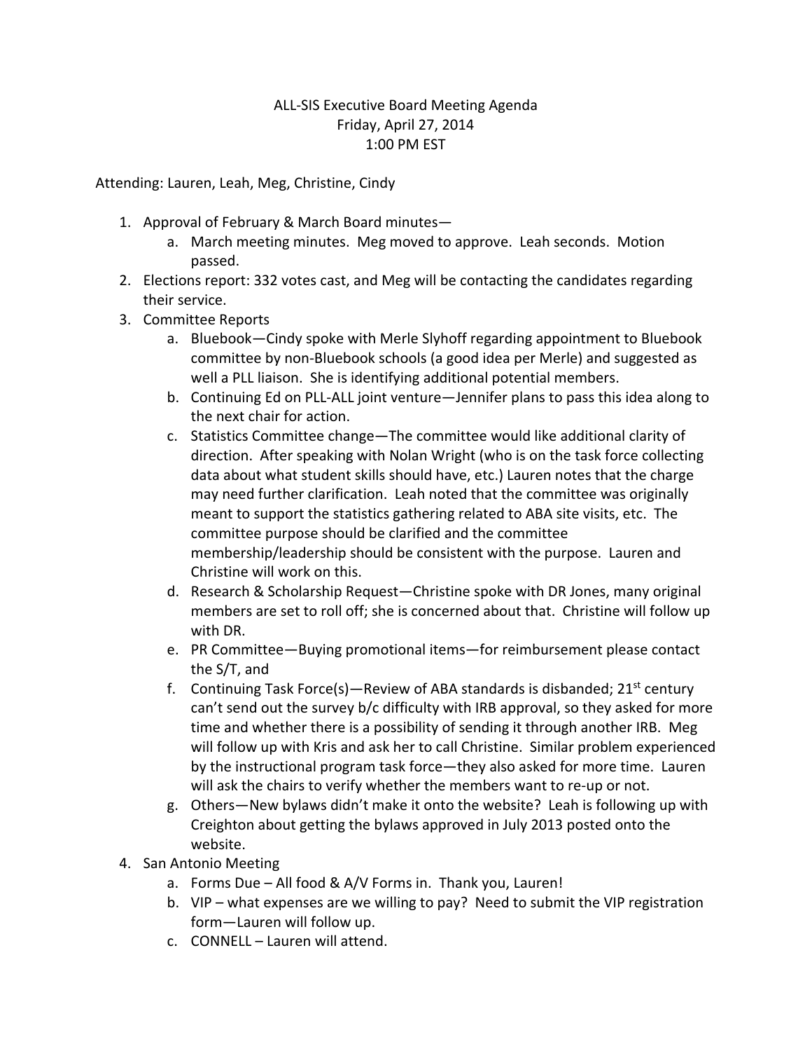# ALL-SIS Executive Board Meeting Agenda

Friday, April 27, 2014

1:00 PM EST

Attending: Lauren, Leah, Meg, Christine, Cindy

1. Approval of February & March Board minutes—
   a. March meeting minutes. Meg moved to approve. Leah seconds. Motion passed.
2. Elections report: 332 votes cast, and Meg will be contacting the candidates regarding their service.
3. Committee Reports
   a. Bluebook—Cindy spoke with Merle Slyhoff regarding appointment to Bluebook committee by non-Bluebook schools (a good idea per Merle) and suggested as well a PLL liaison. She is identifying additional potential members.
   b. Continuing Ed on PLL-ALL joint venture—Jennifer plans to pass this idea along to the next chair for action.
   c. Statistics Committee change—The committee would like additional clarity of direction. After speaking with Nolan Wright (who is on the task force collecting data about what student skills should have, etc.) Lauren notes that the charge may need further clarification. Leah noted that the committee was originally meant to support the statistics gathering related to ABA site visits, etc. The committee purpose should be clarified and the committee membership/leadership should be consistent with the purpose. Lauren and Christine will work on this.
   d. Research & Scholarship Request—Christine spoke with DR Jones, many original members are set to roll off; she is concerned about that. Christine will follow up with DR.
   e. PR Committee—Buying promotional items—for reimbursement please contact the S/T, and
   f. Continuing Task Force(s)—Review of ABA standards is disbanded; 21st century can't send out the survey b/c difficulty with IRB approval, so they asked for more time and whether there is a possibility of sending it through another IRB. Meg will follow up with Kris and ask her to call Christine. Similar problem experienced by the instructional program task force—they also asked for more time. Lauren will ask the chairs to verify whether the members want to re-up or not.
   g. Others—New bylaws didn't make it onto the website? Leah is following up with Creighton about getting the bylaws approved in July 2013 posted onto the website.
4. San Antonio Meeting
   a. Forms Due – All food & A/V Forms in. Thank you, Lauren!
   b. VIP – what expenses are we willing to pay? Need to submit the VIP registration form—Lauren will follow up.
   c. CONNELL – Lauren will attend.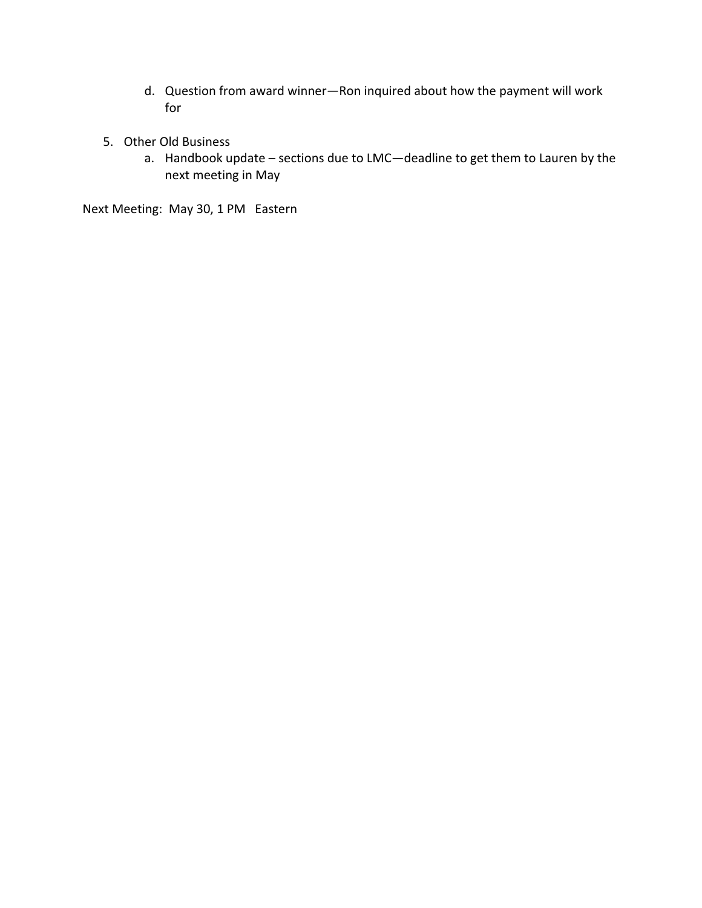d. Question from award winner—Ron inquired about how the payment will work for

5. Other Old Business
   a. Handbook update – sections due to LMC—deadline to get them to Lauren by the next meeting in May

Next Meeting: May 30, 1 PM Eastern